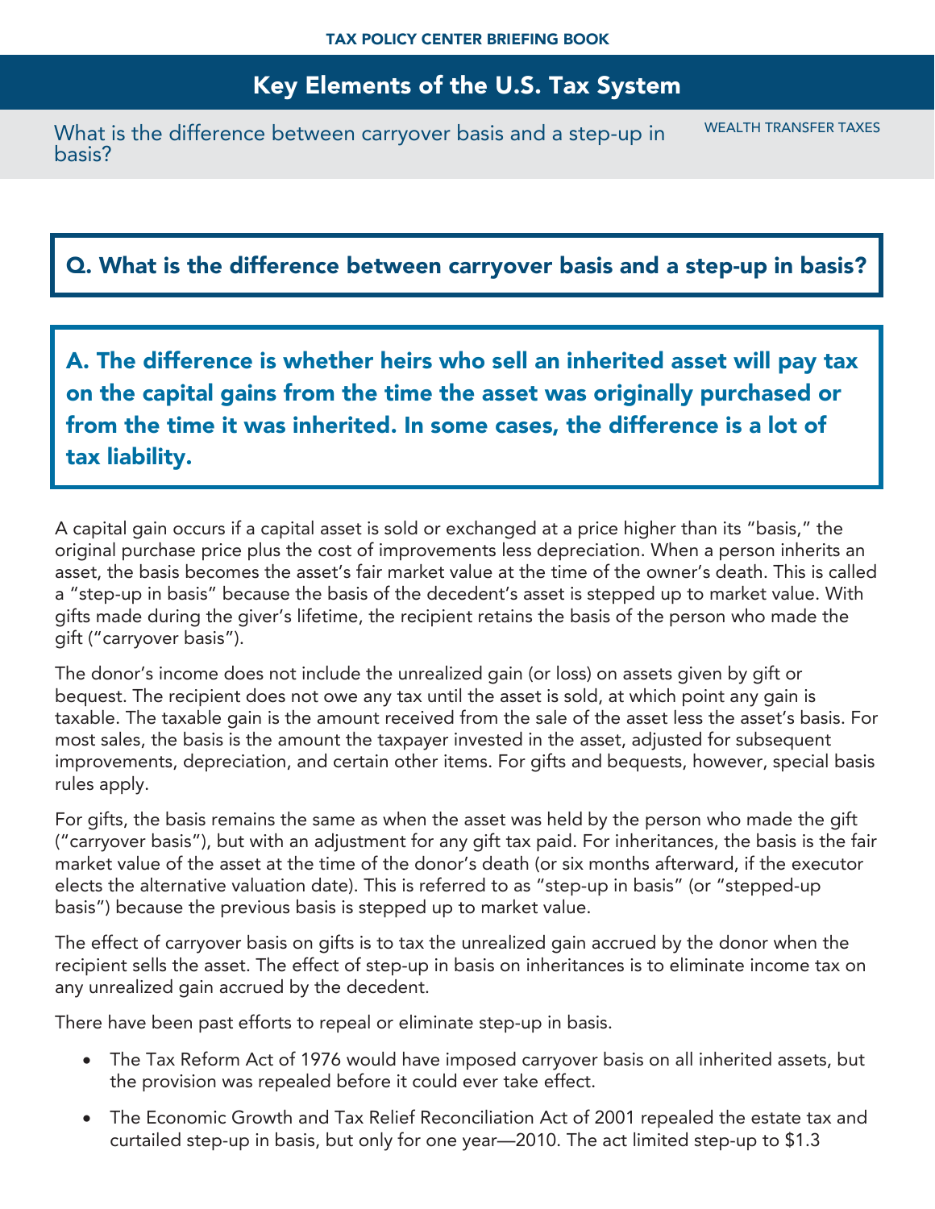TAX POLICY CENTER BRIEFING BOOK

# Key Elements of the U.S. Tax System

What is the difference between carryover basis and a step-up in basis?

WEALTH TRANSFER TAXES

## Q. What is the difference between carryover basis and a step-up in basis?

## A. The difference is whether heirs who sell an inherited asset will pay tax on the capital gains from the time the asset was originally purchased or from the time it was inherited. In some cases, the difference is a lot of tax liability.

A capital gain occurs if a capital asset is sold or exchanged at a price higher than its "basis," the original purchase price plus the cost of improvements less depreciation. When a person inherits an asset, the basis becomes the asset's fair market value at the time of the owner's death. This is called a "step-up in basis" because the basis of the decedent's asset is stepped up to market value. With gifts made during the giver's lifetime, the recipient retains the basis of the person who made the gift ("carryover basis").

The donor's income does not include the unrealized gain (or loss) on assets given by gift or bequest. The recipient does not owe any tax until the asset is sold, at which point any gain is taxable. The taxable gain is the amount received from the sale of the asset less the asset's basis. For most sales, the basis is the amount the taxpayer invested in the asset, adjusted for subsequent improvements, depreciation, and certain other items. For gifts and bequests, however, special basis rules apply.

For gifts, the basis remains the same as when the asset was held by the person who made the gift ("carryover basis"), but with an adjustment for any gift tax paid. For inheritances, the basis is the fair market value of the asset at the time of the donor's death (or six months afterward, if the executor elects the alternative valuation date). This is referred to as "step-up in basis" (or "stepped-up basis") because the previous basis is stepped up to market value.

The effect of carryover basis on gifts is to tax the unrealized gain accrued by the donor when the recipient sells the asset. The effect of step-up in basis on inheritances is to eliminate income tax on any unrealized gain accrued by the decedent.

There have been past efforts to repeal or eliminate step-up in basis.

- The Tax Reform Act of 1976 would have imposed carryover basis on all inherited assets, but the provision was repealed before it could ever take effect.
- The Economic Growth and Tax Relief Reconciliation Act of 2001 repealed the estate tax and curtailed step-up in basis, but only for one year—2010. The act limited step-up to $1.3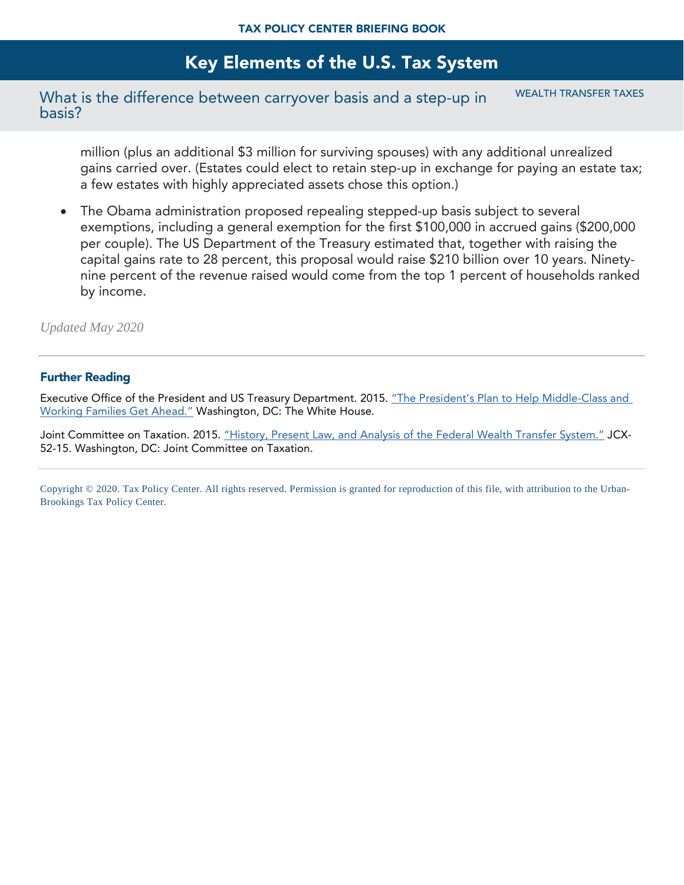million (plus an additional $3 million for surviving spouses) with any additional unrealized gains carried over. (Estates could elect to retain step-up in exchange for paying an estate tax; a few estates with highly appreciated assets chose this option.)

- The Obama administration proposed repealing stepped-up basis subject to several exemptions, including a general exemption for the first $100,000 in accrued gains ($200,000 per couple). The US Department of the Treasury estimated that, together with raising the capital gains rate to 28 percent, this proposal would raise $210 billion over 10 years. Ninety-nine percent of the revenue raised would come from the top 1 percent of households ranked by income.

*Updated May 2020*

---

## Further Reading

Executive Office of the President and US Treasury Department. 2015. "The President's Plan to Help Middle-Class and Working Families Get Ahead." Washington, DC: The White House.

Joint Committee on Taxation. 2015. "History, Present Law, and Analysis of the Federal Wealth Transfer System." JCX-52-15. Washington, DC: Joint Committee on Taxation.

---

Copyright © 2020. Tax Policy Center. All rights reserved. Permission is granted for reproduction of this file, with attribution to the Urban-Brookings Tax Policy Center.